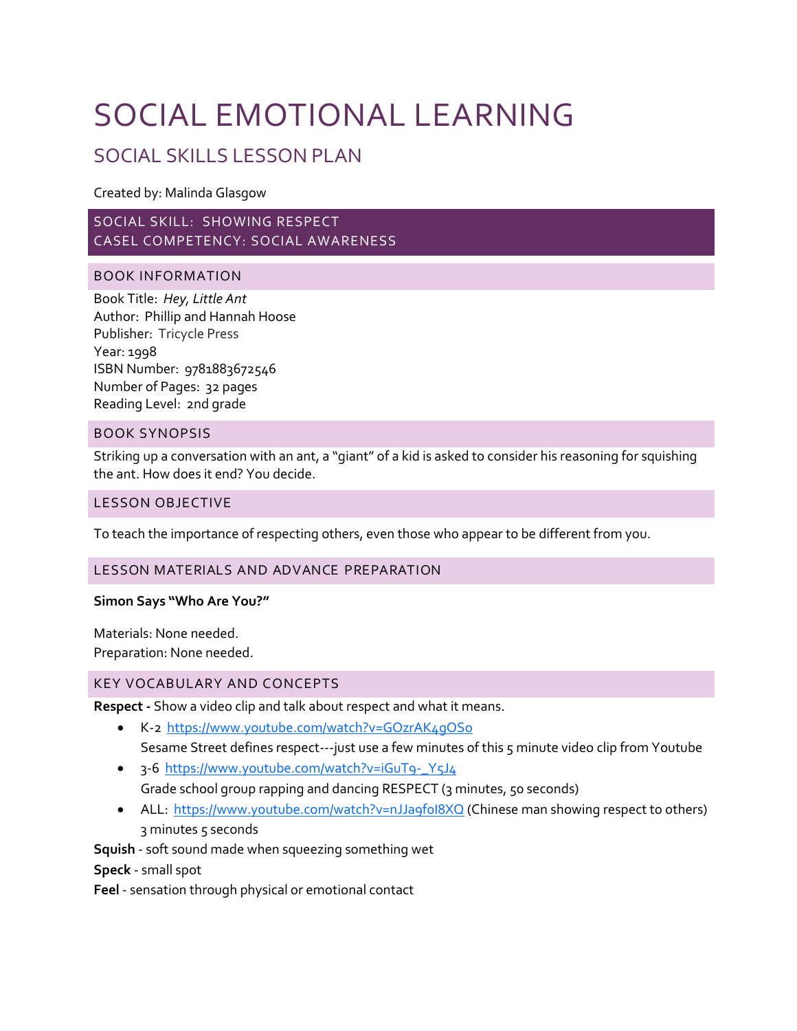# SOCIAL EMOTIONAL LEARNING

## SOCIAL SKILLS LESSON PLAN

Created by: Malinda Glasgow

### SOCIAL SKILL: SHOWING RESPECT
### CASEL COMPETENCY: SOCIAL AWARENESS

### BOOK INFORMATION

Book Title: *Hey, Little Ant*
Author: Phillip and Hannah Hoose
Publisher: Tricycle Press
Year: 1998
ISBN Number: 9781883672546
Number of Pages: 32 pages
Reading Level: 2nd grade

### BOOK SYNOPSIS

Striking up a conversation with an ant, a "giant" of a kid is asked to consider his reasoning for squishing the ant. How does it end? You decide.

### LESSON OBJECTIVE

To teach the importance of respecting others, even those who appear to be different from you.

### LESSON MATERIALS AND ADVANCE PREPARATION

**Simon Says "Who Are You?"**

Materials: None needed.
Preparation: None needed.

### KEY VOCABULARY AND CONCEPTS

**Respect -** Show a video clip and talk about respect and what it means.

- K-2 https://www.youtube.com/watch?v=GOzrAK4gOSo
  Sesame Street defines respect---just use a few minutes of this 5 minute video clip from Youtube
- 3-6 https://www.youtube.com/watch?v=iGuT9-_Y5J4
  Grade school group rapping and dancing RESPECT (3 minutes, 50 seconds)
- ALL: https://www.youtube.com/watch?v=nJJa9foI8XQ (Chinese man showing respect to others) 3 minutes 5 seconds

**Squish** - soft sound made when squeezing something wet

**Speck** - small spot

**Feel** - sensation through physical or emotional contact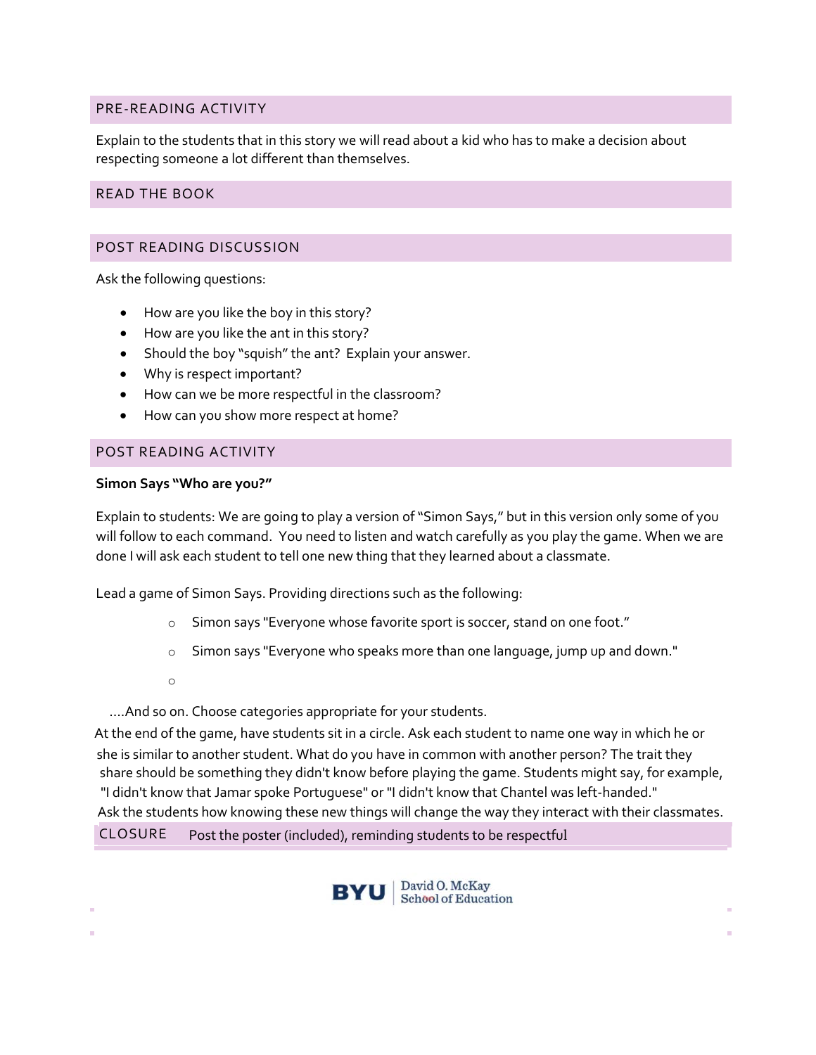## PRE-READING ACTIVITY

Explain to the students that in this story we will read about a kid who has to make a decision about respecting someone a lot different than themselves.

## READ THE BOOK

## POST READING DISCUSSION

Ask the following questions:

- How are you like the boy in this story?
- How are you like the ant in this story?
- Should the boy "squish" the ant? Explain your answer.
- Why is respect important?
- How can we be more respectful in the classroom?
- How can you show more respect at home?

## POST READING ACTIVITY

**Simon Says "Who are you?"**

Explain to students: We are going to play a version of "Simon Says," but in this version only some of you will follow to each command. You need to listen and watch carefully as you play the game. When we are done I will ask each student to tell one new thing that they learned about a classmate.

Lead a game of Simon Says. Providing directions such as the following:

- Simon says "Everyone whose favorite sport is soccer, stand on one foot."
- Simon says "Everyone who speaks more than one language, jump up and down."

….And so on. Choose categories appropriate for your students.

At the end of the game, have students sit in a circle. Ask each student to name one way in which he or she is similar to another student. What do you have in common with another person? The trait they share should be something they didn't know before playing the game. Students might say, for example, "I didn't know that Jamar spoke Portuguese" or "I didn't know that Chantel was left-handed."

Ask the students how knowing these new things will change the way they interact with their classmates.

## CLOSURE

Post the poster (included), reminding students to be respectful

BYU | David O. McKay School of Education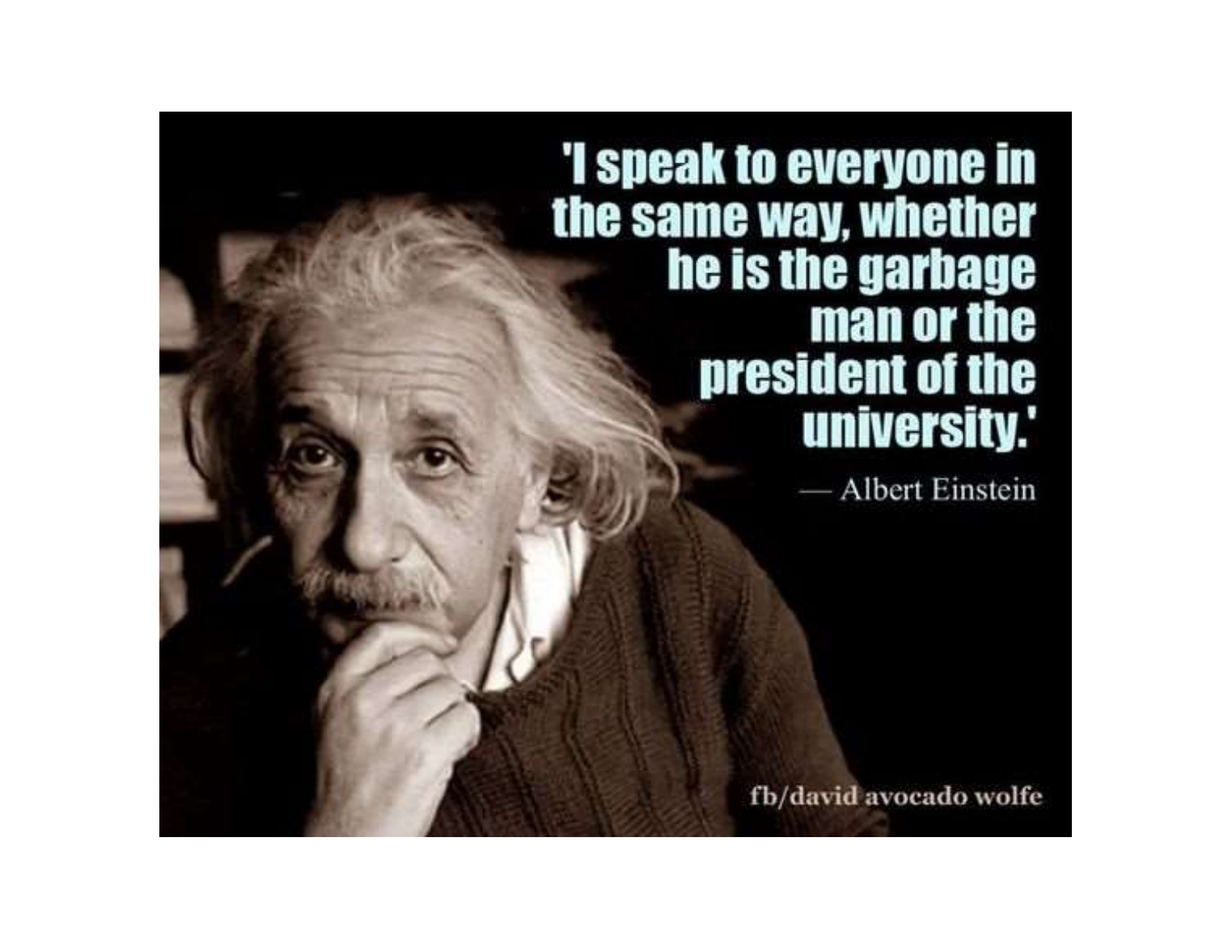'I speak to everyone in the same way, whether he is the garbage man or the president of the university.'

— Albert Einstein

fb/david avocado wolfe